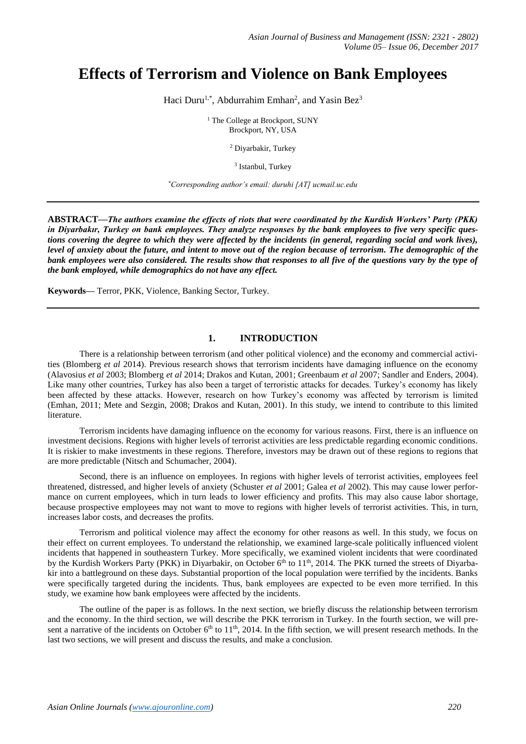# Effects of Terrorism and Violence on Bank Employees

Haci Duru[1,*], Abdurrahim Emhan[2], and Yasin Bez[3]

[1] The College at Brockport, SUNY
Brockport, NY, USA

[2] Diyarbakir, Turkey

[3] Istanbul, Turkey

*[*]Corresponding author's email: duruhi [AT] ucmail.uc.edu*

---

**ABSTRACT—*The authors examine the effects of riots that were coordinated by the Kurdish Workers' Party (PKK) in Diyarbakır, Turkey on bank employees. They analyze responses by the bank employees to five very specific questions covering the degree to which they were affected by the incidents (in general, regarding social and work lives), level of anxiety about the future, and intent to move out of the region because of terrorism. The demographic of the bank employees were also considered. The results show that responses to all five of the questions vary by the type of the bank employed, while demographics do not have any effect.***

**Keywords—** Terror, PKK, Violence, Banking Sector, Turkey.

---

## 1. INTRODUCTION

There is a relationship between terrorism (and other political violence) and the economy and commercial activities (Blomberg *et al* 2014). Previous research shows that terrorism incidents have damaging influence on the economy (Alavosius *et al* 2003; Blomberg *et al* 2014; Drakos and Kutan, 2001; Greenbaum *et al* 2007; Sandler and Enders, 2004). Like many other countries, Turkey has also been a target of terroristic attacks for decades. Turkey's economy has likely been affected by these attacks. However, research on how Turkey's economy was affected by terrorism is limited (Emhan, 2011; Mete and Sezgin, 2008; Drakos and Kutan, 2001). In this study, we intend to contribute to this limited literature.

Terrorism incidents have damaging influence on the economy for various reasons. First, there is an influence on investment decisions. Regions with higher levels of terrorist activities are less predictable regarding economic conditions. It is riskier to make investments in these regions. Therefore, investors may be drawn out of these regions to regions that are more predictable (Nitsch and Schumacher, 2004).

Second, there is an influence on employees. In regions with higher levels of terrorist activities, employees feel threatened, distressed, and higher levels of anxiety (Schuster *et al* 2001; Galea *et al* 2002). This may cause lower performance on current employees, which in turn leads to lower efficiency and profits. This may also cause labor shortage, because prospective employees may not want to move to regions with higher levels of terrorist activities. This, in turn, increases labor costs, and decreases the profits.

Terrorism and political violence may affect the economy for other reasons as well. In this study, we focus on their effect on current employees. To understand the relationship, we examined large-scale politically influenced violent incidents that happened in southeastern Turkey. More specifically, we examined violent incidents that were coordinated by the Kurdish Workers Party (PKK) in Diyarbakir, on October 6th to 11th, 2014. The PKK turned the streets of Diyarbakir into a battleground on these days. Substantial proportion of the local population were terrified by the incidents. Banks were specifically targeted during the incidents. Thus, bank employees are expected to be even more terrified. In this study, we examine how bank employees were affected by the incidents.

The outline of the paper is as follows. In the next section, we briefly discuss the relationship between terrorism and the economy. In the third section, we will describe the PKK terrorism in Turkey. In the fourth section, we will present a narrative of the incidents on October 6th to 11th, 2014. In the fifth section, we will present research methods. In the last two sections, we will present and discuss the results, and make a conclusion.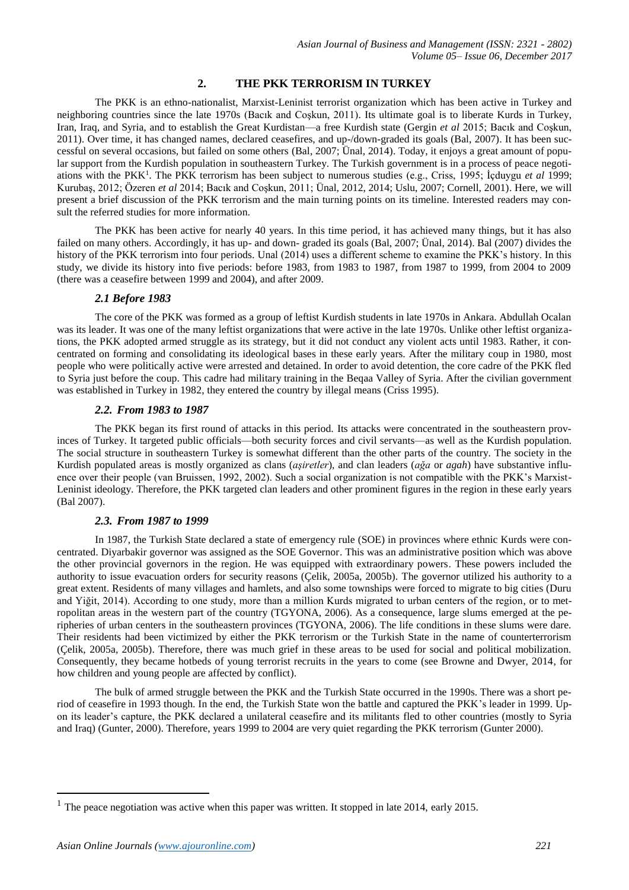## 2. THE PKK TERRORISM IN TURKEY

The PKK is an ethno-nationalist, Marxist-Leninist terrorist organization which has been active in Turkey and neighboring countries since the late 1970s (Bacık and Coşkun, 2011). Its ultimate goal is to liberate Kurds in Turkey, Iran, Iraq, and Syria, and to establish the Great Kurdistan—a free Kurdish state (Gergin *et al* 2015; Bacık and Coşkun, 2011). Over time, it has changed names, declared ceasefires, and up-/down-graded its goals (Bal, 2007). It has been successful on several occasions, but failed on some others (Bal, 2007; Ünal, 2014). Today, it enjoys a great amount of popular support from the Kurdish population in southeastern Turkey. The Turkish government is in a process of peace negotiations with the PKK[1]. The PKK terrorism has been subject to numerous studies (e.g., Criss, 1995; İçduygu *et al* 1999; Kurubaş, 2012; Özeren *et al* 2014; Bacık and Coşkun, 2011; Ünal, 2012, 2014; Uslu, 2007; Cornell, 2001). Here, we will present a brief discussion of the PKK terrorism and the main turning points on its timeline. Interested readers may consult the referred studies for more information.

The PKK has been active for nearly 40 years. In this time period, it has achieved many things, but it has also failed on many others. Accordingly, it has up- and down- graded its goals (Bal, 2007; Ünal, 2014). Bal (2007) divides the history of the PKK terrorism into four periods. Unal (2014) uses a different scheme to examine the PKK's history. In this study, we divide its history into five periods: before 1983, from 1983 to 1987, from 1987 to 1999, from 2004 to 2009 (there was a ceasefire between 1999 and 2004), and after 2009.

### *2.1 Before 1983*

The core of the PKK was formed as a group of leftist Kurdish students in late 1970s in Ankara. Abdullah Ocalan was its leader. It was one of the many leftist organizations that were active in the late 1970s. Unlike other leftist organizations, the PKK adopted armed struggle as its strategy, but it did not conduct any violent acts until 1983. Rather, it concentrated on forming and consolidating its ideological bases in these early years. After the military coup in 1980, most people who were politically active were arrested and detained. In order to avoid detention, the core cadre of the PKK fled to Syria just before the coup. This cadre had military training in the Beqaa Valley of Syria. After the civilian government was established in Turkey in 1982, they entered the country by illegal means (Criss 1995).

### *2.2. From 1983 to 1987*

The PKK began its first round of attacks in this period. Its attacks were concentrated in the southeastern provinces of Turkey. It targeted public officials—both security forces and civil servants—as well as the Kurdish population. The social structure in southeastern Turkey is somewhat different than the other parts of the country. The society in the Kurdish populated areas is mostly organized as clans (*aşiretler*), and clan leaders (*ağa* or *agah*) have substantive influence over their people (van Bruissen, 1992, 2002). Such a social organization is not compatible with the PKK's Marxist-Leninist ideology. Therefore, the PKK targeted clan leaders and other prominent figures in the region in these early years (Bal 2007).

### *2.3. From 1987 to 1999*

In 1987, the Turkish State declared a state of emergency rule (SOE) in provinces where ethnic Kurds were concentrated. Diyarbakir governor was assigned as the SOE Governor. This was an administrative position which was above the other provincial governors in the region. He was equipped with extraordinary powers. These powers included the authority to issue evacuation orders for security reasons (Çelik, 2005a, 2005b). The governor utilized his authority to a great extent. Residents of many villages and hamlets, and also some townships were forced to migrate to big cities (Duru and Yiğit, 2014). According to one study, more than a million Kurds migrated to urban centers of the region, or to metropolitan areas in the western part of the country (TGYONA, 2006). As a consequence, large slums emerged at the peripheries of urban centers in the southeastern provinces (TGYONA, 2006). The life conditions in these slums were dare. Their residents had been victimized by either the PKK terrorism or the Turkish State in the name of counterterrorism (Çelik, 2005a, 2005b). Therefore, there was much grief in these areas to be used for social and political mobilization. Consequently, they became hotbeds of young terrorist recruits in the years to come (see Browne and Dwyer, 2014, for how children and young people are affected by conflict).

The bulk of armed struggle between the PKK and the Turkish State occurred in the 1990s. There was a short period of ceasefire in 1993 though. In the end, the Turkish State won the battle and captured the PKK's leader in 1999. Upon its leader's capture, the PKK declared a unilateral ceasefire and its militants fled to other countries (mostly to Syria and Iraq) (Gunter, 2000). Therefore, years 1999 to 2004 are very quiet regarding the PKK terrorism (Gunter 2000).

---

[1] The peace negotiation was active when this paper was written. It stopped in late 2014, early 2015.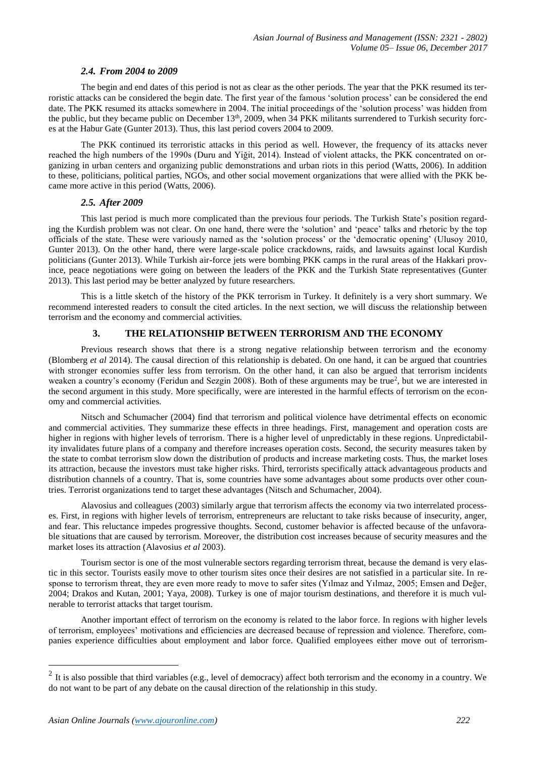### *2.4. From 2004 to 2009*

The begin and end dates of this period is not as clear as the other periods. The year that the PKK resumed its terroristic attacks can be considered the begin date. The first year of the famous 'solution process' can be considered the end date. The PKK resumed its attacks somewhere in 2004. The initial proceedings of the 'solution process' was hidden from the public, but they became public on December 13th, 2009, when 34 PKK militants surrendered to Turkish security forces at the Habur Gate (Gunter 2013). Thus, this last period covers 2004 to 2009.

The PKK continued its terroristic attacks in this period as well. However, the frequency of its attacks never reached the high numbers of the 1990s (Duru and Yiğit, 2014). Instead of violent attacks, the PKK concentrated on organizing in urban centers and organizing public demonstrations and urban riots in this period (Watts, 2006). In addition to these, politicians, political parties, NGOs, and other social movement organizations that were allied with the PKK became more active in this period (Watts, 2006).

### *2.5. After 2009*

This last period is much more complicated than the previous four periods. The Turkish State's position regarding the Kurdish problem was not clear. On one hand, there were the 'solution' and 'peace' talks and rhetoric by the top officials of the state. These were variously named as the 'solution process' or the 'democratic opening' (Ulusoy 2010, Gunter 2013). On the other hand, there were large-scale police crackdowns, raids, and lawsuits against local Kurdish politicians (Gunter 2013). While Turkish air-force jets were bombing PKK camps in the rural areas of the Hakkari province, peace negotiations were going on between the leaders of the PKK and the Turkish State representatives (Gunter 2013). This last period may be better analyzed by future researchers.

This is a little sketch of the history of the PKK terrorism in Turkey. It definitely is a very short summary. We recommend interested readers to consult the cited articles. In the next section, we will discuss the relationship between terrorism and the economy and commercial activities.

## 3. THE RELATIONSHIP BETWEEN TERRORISM AND THE ECONOMY

Previous research shows that there is a strong negative relationship between terrorism and the economy (Blomberg *et al* 2014). The causal direction of this relationship is debated. On one hand, it can be argued that countries with stronger economies suffer less from terrorism. On the other hand, it can also be argued that terrorism incidents weaken a country's economy (Feridun and Sezgin 2008). Both of these arguments may be true[2], but we are interested in the second argument in this study. More specifically, were are interested in the harmful effects of terrorism on the economy and commercial activities.

Nitsch and Schumacher (2004) find that terrorism and political violence have detrimental effects on economic and commercial activities. They summarize these effects in three headings. First, management and operation costs are higher in regions with higher levels of terrorism. There is a higher level of unpredictably in these regions. Unpredictability invalidates future plans of a company and therefore increases operation costs. Second, the security measures taken by the state to combat terrorism slow down the distribution of products and increase marketing costs. Thus, the market loses its attraction, because the investors must take higher risks. Third, terrorists specifically attack advantageous products and distribution channels of a country. That is, some countries have some advantages about some products over other countries. Terrorist organizations tend to target these advantages (Nitsch and Schumacher, 2004).

Alavosius and colleagues (2003) similarly argue that terrorism affects the economy via two interrelated processes. First, in regions with higher levels of terrorism, entrepreneurs are reluctant to take risks because of insecurity, anger, and fear. This reluctance impedes progressive thoughts. Second, customer behavior is affected because of the unfavorable situations that are caused by terrorism. Moreover, the distribution cost increases because of security measures and the market loses its attraction (Alavosius *et al* 2003).

Tourism sector is one of the most vulnerable sectors regarding terrorism threat, because the demand is very elastic in this sector. Tourists easily move to other tourism sites once their desires are not satisfied in a particular site. In response to terrorism threat, they are even more ready to move to safer sites (Yılmaz and Yılmaz, 2005; Emsen and Değer, 2004; Drakos and Kutan, 2001; Yaya, 2008). Turkey is one of major tourism destinations, and therefore it is much vulnerable to terrorist attacks that target tourism.

Another important effect of terrorism on the economy is related to the labor force. In regions with higher levels of terrorism, employees' motivations and efficiencies are decreased because of repression and violence. Therefore, companies experience difficulties about employment and labor force. Qualified employees either move out of terrorism-

---

[2] It is also possible that third variables (e.g., level of democracy) affect both terrorism and the economy in a country. We do not want to be part of any debate on the causal direction of the relationship in this study.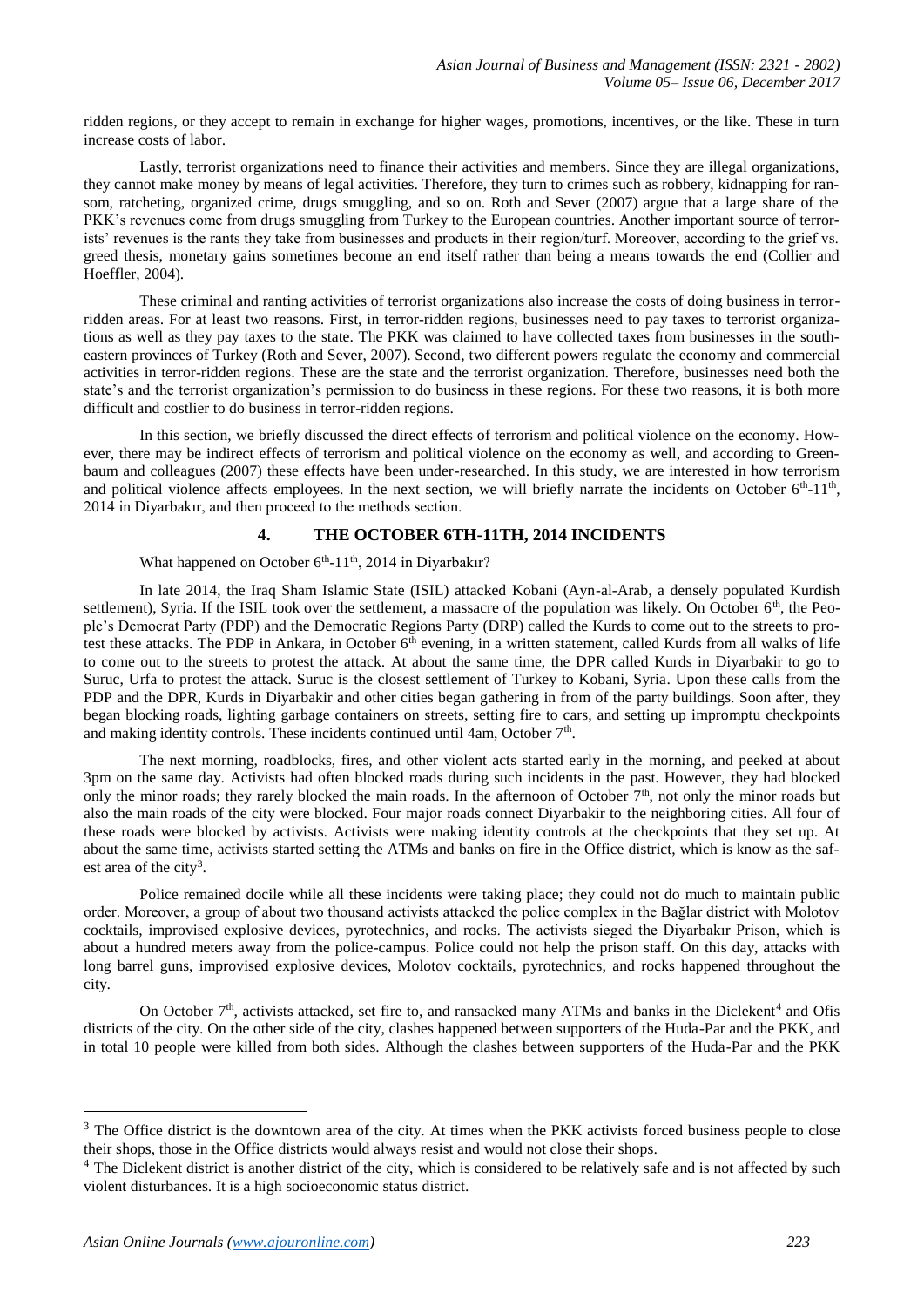ridden regions, or they accept to remain in exchange for higher wages, promotions, incentives, or the like. These in turn increase costs of labor.

Lastly, terrorist organizations need to finance their activities and members. Since they are illegal organizations, they cannot make money by means of legal activities. Therefore, they turn to crimes such as robbery, kidnapping for ransom, ratcheting, organized crime, drugs smuggling, and so on. Roth and Sever (2007) argue that a large share of the PKK's revenues come from drugs smuggling from Turkey to the European countries. Another important source of terrorists' revenues is the rants they take from businesses and products in their region/turf. Moreover, according to the grief vs. greed thesis, monetary gains sometimes become an end itself rather than being a means towards the end (Collier and Hoeffler, 2004).

These criminal and ranting activities of terrorist organizations also increase the costs of doing business in terror-ridden areas. For at least two reasons. First, in terror-ridden regions, businesses need to pay taxes to terrorist organizations as well as they pay taxes to the state. The PKK was claimed to have collected taxes from businesses in the southeastern provinces of Turkey (Roth and Sever, 2007). Second, two different powers regulate the economy and commercial activities in terror-ridden regions. These are the state and the terrorist organization. Therefore, businesses need both the state's and the terrorist organization's permission to do business in these regions. For these two reasons, it is both more difficult and costlier to do business in terror-ridden regions.

In this section, we briefly discussed the direct effects of terrorism and political violence on the economy. However, there may be indirect effects of terrorism and political violence on the economy as well, and according to Greenbaum and colleagues (2007) these effects have been under-researched. In this study, we are interested in how terrorism and political violence affects employees. In the next section, we will briefly narrate the incidents on October 6th-11th, 2014 in Diyarbakır, and then proceed to the methods section.

## 4. THE OCTOBER 6TH-11TH, 2014 INCIDENTS

What happened on October 6th-11th, 2014 in Diyarbakır?

In late 2014, the Iraq Sham Islamic State (ISIL) attacked Kobani (Ayn-al-Arab, a densely populated Kurdish settlement), Syria. If the ISIL took over the settlement, a massacre of the population was likely. On October 6th, the People's Democrat Party (PDP) and the Democratic Regions Party (DRP) called the Kurds to come out to the streets to protest these attacks. The PDP in Ankara, in October 6th evening, in a written statement, called Kurds from all walks of life to come out to the streets to protest the attack. At about the same time, the DPR called Kurds in Diyarbakir to go to Suruc, Urfa to protest the attack. Suruc is the closest settlement of Turkey to Kobani, Syria. Upon these calls from the PDP and the DPR, Kurds in Diyarbakir and other cities began gathering in from of the party buildings. Soon after, they began blocking roads, lighting garbage containers on streets, setting fire to cars, and setting up impromptu checkpoints and making identity controls. These incidents continued until 4am, October 7th.

The next morning, roadblocks, fires, and other violent acts started early in the morning, and peeked at about 3pm on the same day. Activists had often blocked roads during such incidents in the past. However, they had blocked only the minor roads; they rarely blocked the main roads. In the afternoon of October 7th, not only the minor roads but also the main roads of the city were blocked. Four major roads connect Diyarbakir to the neighboring cities. All four of these roads were blocked by activists. Activists were making identity controls at the checkpoints that they set up. At about the same time, activists started setting the ATMs and banks on fire in the Office district, which is know as the safest area of the city[3].

Police remained docile while all these incidents were taking place; they could not do much to maintain public order. Moreover, a group of about two thousand activists attacked the police complex in the Bağlar district with Molotov cocktails, improvised explosive devices, pyrotechnics, and rocks. The activists sieged the Diyarbakır Prison, which is about a hundred meters away from the police-campus. Police could not help the prison staff. On this day, attacks with long barrel guns, improvised explosive devices, Molotov cocktails, pyrotechnics, and rocks happened throughout the city.

On October 7th, activists attacked, set fire to, and ransacked many ATMs and banks in the Diclekent[4] and Ofis districts of the city. On the other side of the city, clashes happened between supporters of the Huda-Par and the PKK, and in total 10 people were killed from both sides. Although the clashes between supporters of the Huda-Par and the PKK

[3] The Office district is the downtown area of the city. At times when the PKK activists forced business people to close their shops, those in the Office districts would always resist and would not close their shops.

[4] The Diclekent district is another district of the city, which is considered to be relatively safe and is not affected by such violent disturbances. It is a high socioeconomic status district.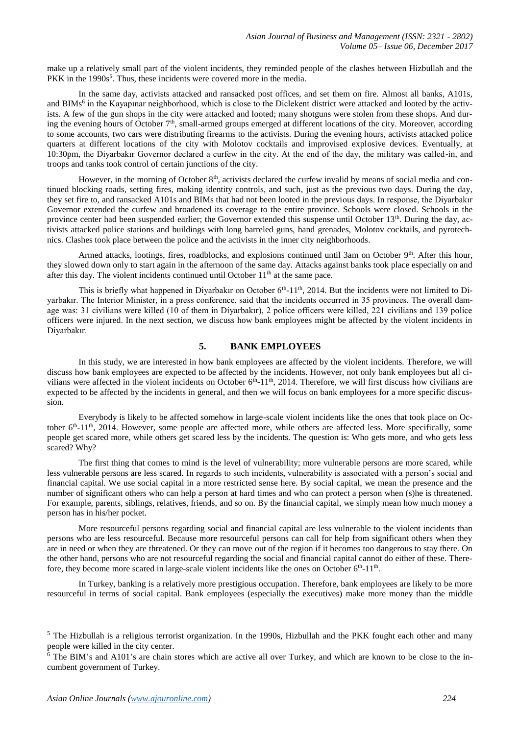make up a relatively small part of the violent incidents, they reminded people of the clashes between Hizbullah and the PKK in the 1990s[5]. Thus, these incidents were covered more in the media.

In the same day, activists attacked and ransacked post offices, and set them on fire. Almost all banks, A101s, and BIMs[6] in the Kayapınar neighborhood, which is close to the Diclekent district were attacked and looted by the activists. A few of the gun shops in the city were attacked and looted; many shotguns were stolen from these shops. And during the evening hours of October 7th, small-armed groups emerged at different locations of the city. Moreover, according to some accounts, two cars were distributing firearms to the activists. During the evening hours, activists attacked police quarters at different locations of the city with Molotov cocktails and improvised explosive devices. Eventually, at 10:30pm, the Diyarbakır Governor declared a curfew in the city. At the end of the day, the military was called-in, and troops and tanks took control of certain junctions of the city.

However, in the morning of October 8th, activists declared the curfew invalid by means of social media and continued blocking roads, setting fires, making identity controls, and such, just as the previous two days. During the day, they set fire to, and ransacked A101s and BIMs that had not been looted in the previous days. In response, the Diyarbakır Governor extended the curfew and broadened its coverage to the entire province. Schools were closed. Schools in the province center had been suspended earlier; the Governor extended this suspense until October 13th. During the day, activists attacked police stations and buildings with long barreled guns, hand grenades, Molotov cocktails, and pyrotechnics. Clashes took place between the police and the activists in the inner city neighborhoods.

Armed attacks, lootings, fires, roadblocks, and explosions continued until 3am on October 9th. After this hour, they slowed down only to start again in the afternoon of the same day. Attacks against banks took place especially on and after this day. The violent incidents continued until October 11th at the same pace.

This is briefly what happened in Diyarbakır on October 6th-11th, 2014. But the incidents were not limited to Diyarbakır. The Interior Minister, in a press conference, said that the incidents occurred in 35 provinces. The overall damage was: 31 civilians were killed (10 of them in Diyarbakır), 2 police officers were killed, 221 civilians and 139 police officers were injured. In the next section, we discuss how bank employees might be affected by the violent incidents in Diyarbakır.

## 5. BANK EMPLOYEES

In this study, we are interested in how bank employees are affected by the violent incidents. Therefore, we will discuss how bank employees are expected to be affected by the incidents. However, not only bank employees but all civilians were affected in the violent incidents on October 6th-11th, 2014. Therefore, we will first discuss how civilians are expected to be affected by the incidents in general, and then we will focus on bank employees for a more specific discussion.

Everybody is likely to be affected somehow in large-scale violent incidents like the ones that took place on October 6th-11th, 2014. However, some people are affected more, while others are affected less. More specifically, some people get scared more, while others get scared less by the incidents. The question is: Who gets more, and who gets less scared? Why?

The first thing that comes to mind is the level of vulnerability; more vulnerable persons are more scared, while less vulnerable persons are less scared. In regards to such incidents, vulnerability is associated with a person's social and financial capital. We use social capital in a more restricted sense here. By social capital, we mean the presence and the number of significant others who can help a person at hard times and who can protect a person when (s)he is threatened. For example, parents, siblings, relatives, friends, and so on. By the financial capital, we simply mean how much money a person has in his/her pocket.

More resourceful persons regarding social and financial capital are less vulnerable to the violent incidents than persons who are less resourceful. Because more resourceful persons can call for help from significant others when they are in need or when they are threatened. Or they can move out of the region if it becomes too dangerous to stay there. On the other hand, persons who are not resourceful regarding the social and financial capital cannot do either of these. Therefore, they become more scared in large-scale violent incidents like the ones on October 6th-11th.

In Turkey, banking is a relatively more prestigious occupation. Therefore, bank employees are likely to be more resourceful in terms of social capital. Bank employees (especially the executives) make more money than the middle

---

[5] The Hizbullah is a religious terrorist organization. In the 1990s, Hizbullah and the PKK fought each other and many people were killed in the city center.

[6] The BIM's and A101's are chain stores which are active all over Turkey, and which are known to be close to the incumbent government of Turkey.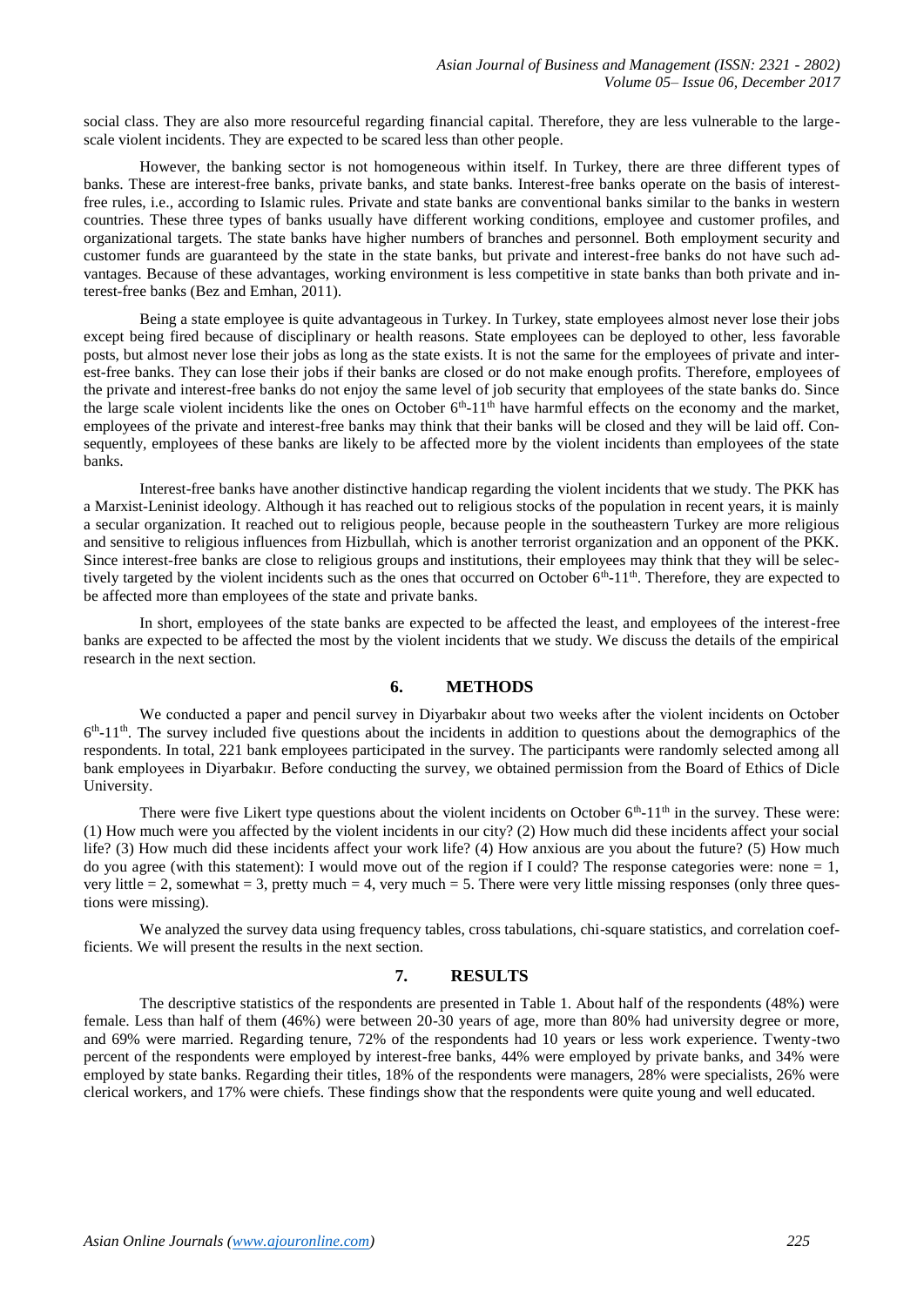social class. They are also more resourceful regarding financial capital. Therefore, they are less vulnerable to the large-scale violent incidents. They are expected to be scared less than other people.

However, the banking sector is not homogeneous within itself. In Turkey, there are three different types of banks. These are interest-free banks, private banks, and state banks. Interest-free banks operate on the basis of interest-free rules, i.e., according to Islamic rules. Private and state banks are conventional banks similar to the banks in western countries. These three types of banks usually have different working conditions, employee and customer profiles, and organizational targets. The state banks have higher numbers of branches and personnel. Both employment security and customer funds are guaranteed by the state in the state banks, but private and interest-free banks do not have such advantages. Because of these advantages, working environment is less competitive in state banks than both private and interest-free banks (Bez and Emhan, 2011).

Being a state employee is quite advantageous in Turkey. In Turkey, state employees almost never lose their jobs except being fired because of disciplinary or health reasons. State employees can be deployed to other, less favorable posts, but almost never lose their jobs as long as the state exists. It is not the same for the employees of private and interest-free banks. They can lose their jobs if their banks are closed or do not make enough profits. Therefore, employees of the private and interest-free banks do not enjoy the same level of job security that employees of the state banks do. Since the large scale violent incidents like the ones on October 6th-11th have harmful effects on the economy and the market, employees of the private and interest-free banks may think that their banks will be closed and they will be laid off. Consequently, employees of these banks are likely to be affected more by the violent incidents than employees of the state banks.

Interest-free banks have another distinctive handicap regarding the violent incidents that we study. The PKK has a Marxist-Leninist ideology. Although it has reached out to religious stocks of the population in recent years, it is mainly a secular organization. It reached out to religious people, because people in the southeastern Turkey are more religious and sensitive to religious influences from Hizbullah, which is another terrorist organization and an opponent of the PKK. Since interest-free banks are close to religious groups and institutions, their employees may think that they will be selectively targeted by the violent incidents such as the ones that occurred on October 6th-11th. Therefore, they are expected to be affected more than employees of the state and private banks.

In short, employees of the state banks are expected to be affected the least, and employees of the interest-free banks are expected to be affected the most by the violent incidents that we study. We discuss the details of the empirical research in the next section.

## 6. METHODS

We conducted a paper and pencil survey in Diyarbakır about two weeks after the violent incidents on October 6th-11th. The survey included five questions about the incidents in addition to questions about the demographics of the respondents. In total, 221 bank employees participated in the survey. The participants were randomly selected among all bank employees in Diyarbakır. Before conducting the survey, we obtained permission from the Board of Ethics of Dicle University.

There were five Likert type questions about the violent incidents on October 6th-11th in the survey. These were: (1) How much were you affected by the violent incidents in our city? (2) How much did these incidents affect your social life? (3) How much did these incidents affect your work life? (4) How anxious are you about the future? (5) How much do you agree (with this statement): I would move out of the region if I could? The response categories were: none = 1, very little = 2, somewhat = 3, pretty much = 4, very much = 5. There were very little missing responses (only three questions were missing).

We analyzed the survey data using frequency tables, cross tabulations, chi-square statistics, and correlation coefficients. We will present the results in the next section.

## 7. RESULTS

The descriptive statistics of the respondents are presented in Table 1. About half of the respondents (48%) were female. Less than half of them (46%) were between 20-30 years of age, more than 80% had university degree or more, and 69% were married. Regarding tenure, 72% of the respondents had 10 years or less work experience. Twenty-two percent of the respondents were employed by interest-free banks, 44% were employed by private banks, and 34% were employed by state banks. Regarding their titles, 18% of the respondents were managers, 28% were specialists, 26% were clerical workers, and 17% were chiefs. These findings show that the respondents were quite young and well educated.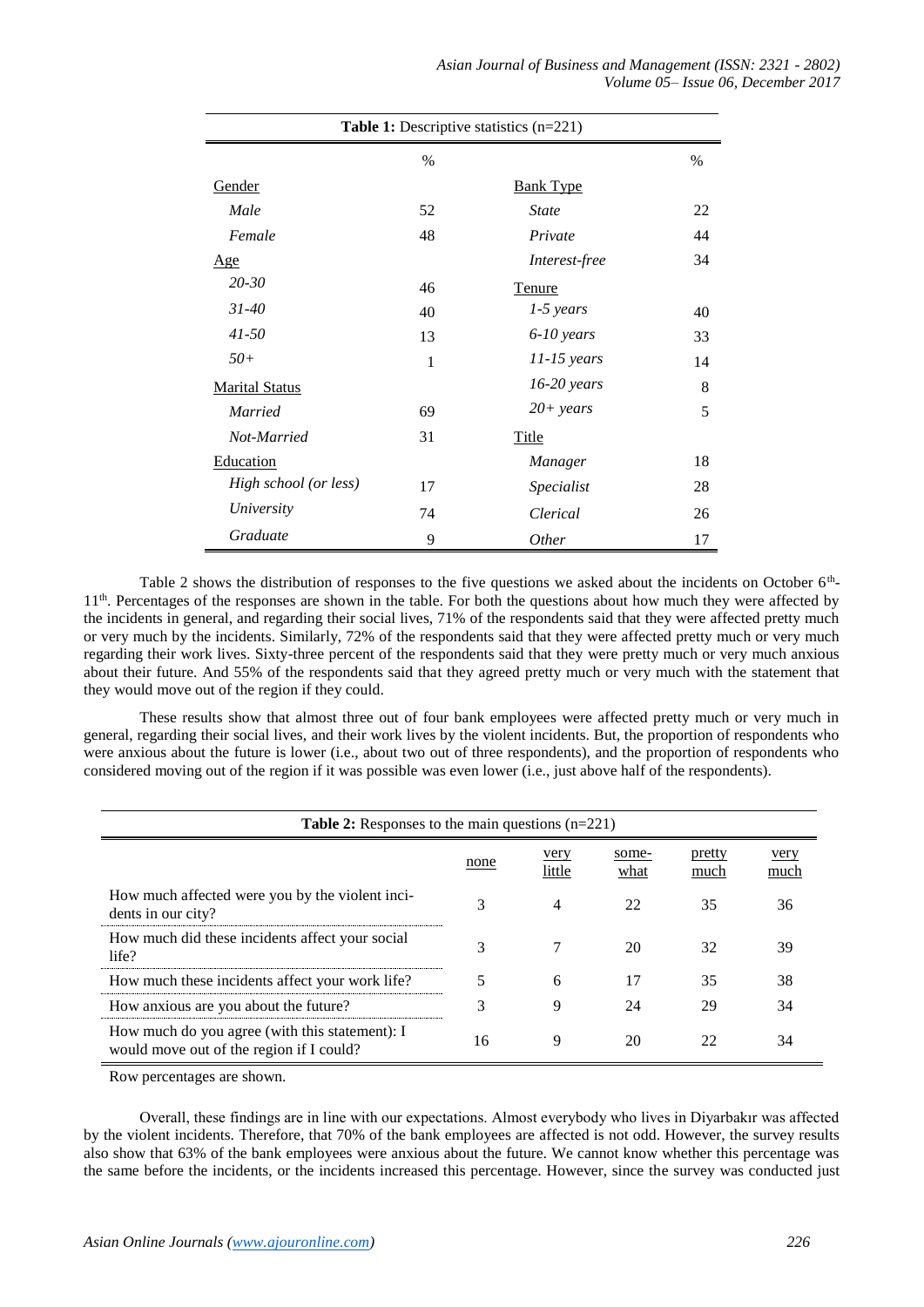**Table 1:** Descriptive statistics (n=221)

| | % | | % |
|---|---|---|---|
| Gender | | Bank Type | |
| *Male* | 52 | *State* | 22 |
| *Female* | 48 | *Private* | 44 |
| Age | | *Interest-free* | 34 |
| *20-30* | 46 | Tenure | |
| *31-40* | 40 | *1-5 years* | 40 |
| *41-50* | 13 | *6-10 years* | 33 |
| *50+* | 1 | *11-15 years* | 14 |
| Marital Status | | *16-20 years* | 8 |
| *Married* | 69 | *20+ years* | 5 |
| *Not-Married* | 31 | Title | |
| Education | | *Manager* | 18 |
| *High school (or less)* | 17 | *Specialist* | 28 |
| *University* | 74 | *Clerical* | 26 |
| *Graduate* | 9 | *Other* | 17 |

Table 2 shows the distribution of responses to the five questions we asked about the incidents on October 6th-11th. Percentages of the responses are shown in the table. For both the questions about how much they were affected by the incidents in general, and regarding their social lives, 71% of the respondents said that they were affected pretty much or very much by the incidents. Similarly, 72% of the respondents said that they were affected pretty much or very much regarding their work lives. Sixty-three percent of the respondents said that they were pretty much or very much anxious about their future. And 55% of the respondents said that they agreed pretty much or very much with the statement that they would move out of the region if they could.

These results show that almost three out of four bank employees were affected pretty much or very much in general, regarding their social lives, and their work lives by the violent incidents. But, the proportion of respondents who were anxious about the future is lower (i.e., about two out of three respondents), and the proportion of respondents who considered moving out of the region if it was possible was even lower (i.e., just above half of the respondents).

**Table 2:** Responses to the main questions (n=221)

| | none | very little | some-what | pretty much | very much |
|---|---|---|---|---|---|
| How much affected were you by the violent incidents in our city? | 3 | 4 | 22 | 35 | 36 |
| How much did these incidents affect your social life? | 3 | 7 | 20 | 32 | 39 |
| How much these incidents affect your work life? | 5 | 6 | 17 | 35 | 38 |
| How anxious are you about the future? | 3 | 9 | 24 | 29 | 34 |
| How much do you agree (with this statement): I would move out of the region if I could? | 16 | 9 | 20 | 22 | 34 |

Row percentages are shown.

Overall, these findings are in line with our expectations. Almost everybody who lives in Diyarbakır was affected by the violent incidents. Therefore, that 70% of the bank employees are affected is not odd. However, the survey results also show that 63% of the bank employees were anxious about the future. We cannot know whether this percentage was the same before the incidents, or the incidents increased this percentage. However, since the survey was conducted just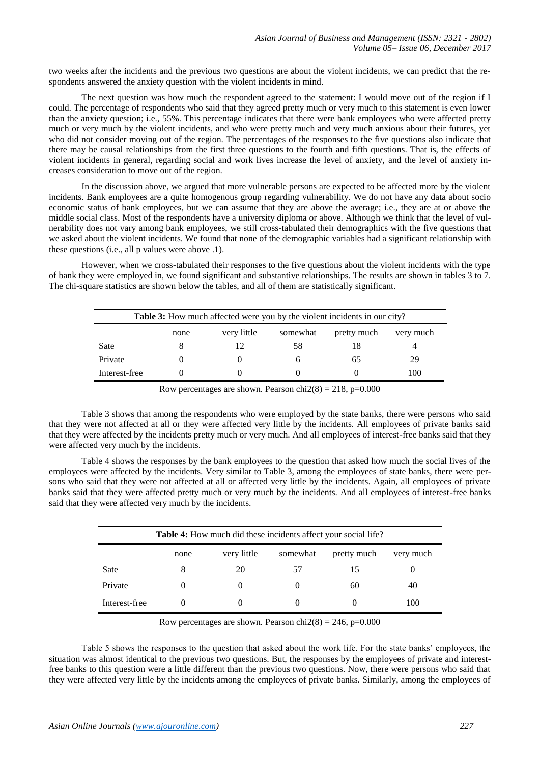two weeks after the incidents and the previous two questions are about the violent incidents, we can predict that the respondents answered the anxiety question with the violent incidents in mind.

The next question was how much the respondent agreed to the statement: I would move out of the region if I could. The percentage of respondents who said that they agreed pretty much or very much to this statement is even lower than the anxiety question; i.e., 55%. This percentage indicates that there were bank employees who were affected pretty much or very much by the violent incidents, and who were pretty much and very much anxious about their futures, yet who did not consider moving out of the region. The percentages of the responses to the five questions also indicate that there may be causal relationships from the first three questions to the fourth and fifth questions. That is, the effects of violent incidents in general, regarding social and work lives increase the level of anxiety, and the level of anxiety increases consideration to move out of the region.

In the discussion above, we argued that more vulnerable persons are expected to be affected more by the violent incidents. Bank employees are a quite homogenous group regarding vulnerability. We do not have any data about socio economic status of bank employees, but we can assume that they are above the average; i.e., they are at or above the middle social class. Most of the respondents have a university diploma or above. Although we think that the level of vulnerability does not vary among bank employees, we still cross-tabulated their demographics with the five questions that we asked about the violent incidents. We found that none of the demographic variables had a significant relationship with these questions (i.e., all p values were above .1).

However, when we cross-tabulated their responses to the five questions about the violent incidents with the type of bank they were employed in, we found significant and substantive relationships. The results are shown in tables 3 to 7. The chi-square statistics are shown below the tables, and all of them are statistically significant.

**Table 3:** How much affected were you by the violent incidents in our city?

| | none | very little | somewhat | pretty much | very much |
|---|---|---|---|---|---|
| Sate | 8 | 12 | 58 | 18 | 4 |
| Private | 0 | 0 | 6 | 65 | 29 |
| Interest-free | 0 | 0 | 0 | 0 | 100 |

Row percentages are shown. Pearson chi2(8) = 218, p=0.000

Table 3 shows that among the respondents who were employed by the state banks, there were persons who said that they were not affected at all or they were affected very little by the incidents. All employees of private banks said that they were affected by the incidents pretty much or very much. And all employees of interest-free banks said that they were affected very much by the incidents.

Table 4 shows the responses by the bank employees to the question that asked how much the social lives of the employees were affected by the incidents. Very similar to Table 3, among the employees of state banks, there were persons who said that they were not affected at all or affected very little by the incidents. Again, all employees of private banks said that they were affected pretty much or very much by the incidents. And all employees of interest-free banks said that they were affected very much by the incidents.

**Table 4:** How much did these incidents affect your social life?

| | none | very little | somewhat | pretty much | very much |
|---|---|---|---|---|---|
| Sate | 8 | 20 | 57 | 15 | 0 |
| Private | 0 | 0 | 0 | 60 | 40 |
| Interest-free | 0 | 0 | 0 | 0 | 100 |

Row percentages are shown. Pearson chi2(8) = 246, p=0.000

Table 5 shows the responses to the question that asked about the work life. For the state banks' employees, the situation was almost identical to the previous two questions. But, the responses by the employees of private and interest-free banks to this question were a little different than the previous two questions. Now, there were persons who said that they were affected very little by the incidents among the employees of private banks. Similarly, among the employees of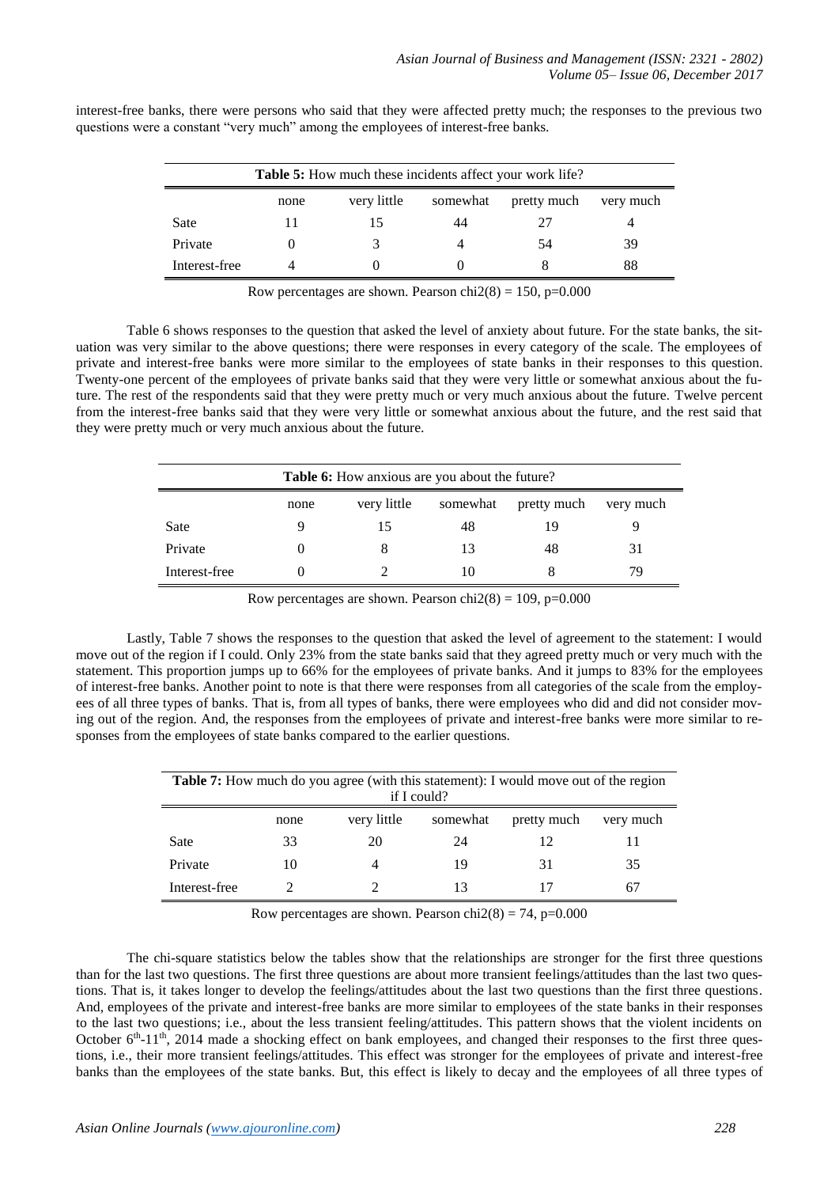interest-free banks, there were persons who said that they were affected pretty much; the responses to the previous two questions were a constant "very much" among the employees of interest-free banks.

**Table 5:** How much these incidents affect your work life?

| | none | very little | somewhat | pretty much | very much |
|---|---|---|---|---|---|
| Sate | 11 | 15 | 44 | 27 | 4 |
| Private | 0 | 3 | 4 | 54 | 39 |
| Interest-free | 4 | 0 | 0 | 8 | 88 |

Row percentages are shown. Pearson chi2(8) = 150, p=0.000

Table 6 shows responses to the question that asked the level of anxiety about future. For the state banks, the situation was very similar to the above questions; there were responses in every category of the scale. The employees of private and interest-free banks were more similar to the employees of state banks in their responses to this question. Twenty-one percent of the employees of private banks said that they were very little or somewhat anxious about the future. The rest of the respondents said that they were pretty much or very much anxious about the future. Twelve percent from the interest-free banks said that they were very little or somewhat anxious about the future, and the rest said that they were pretty much or very much anxious about the future.

**Table 6:** How anxious are you about the future?

| | none | very little | somewhat | pretty much | very much |
|---|---|---|---|---|---|
| Sate | 9 | 15 | 48 | 19 | 9 |
| Private | 0 | 8 | 13 | 48 | 31 |
| Interest-free | 0 | 2 | 10 | 8 | 79 |

Row percentages are shown. Pearson chi2(8) = 109, p=0.000

Lastly, Table 7 shows the responses to the question that asked the level of agreement to the statement: I would move out of the region if I could. Only 23% from the state banks said that they agreed pretty much or very much with the statement. This proportion jumps up to 66% for the employees of private banks. And it jumps to 83% for the employees of interest-free banks. Another point to note is that there were responses from all categories of the scale from the employees of all three types of banks. That is, from all types of banks, there were employees who did and did not consider moving out of the region. And, the responses from the employees of private and interest-free banks were more similar to responses from the employees of state banks compared to the earlier questions.

**Table 7:** How much do you agree (with this statement): I would move out of the region if I could?

| | none | very little | somewhat | pretty much | very much |
|---|---|---|---|---|---|
| Sate | 33 | 20 | 24 | 12 | 11 |
| Private | 10 | 4 | 19 | 31 | 35 |
| Interest-free | 2 | 2 | 13 | 17 | 67 |

Row percentages are shown. Pearson chi2(8) = 74, p=0.000

The chi-square statistics below the tables show that the relationships are stronger for the first three questions than for the last two questions. The first three questions are about more transient feelings/attitudes than the last two questions. That is, it takes longer to develop the feelings/attitudes about the last two questions than the first three questions. And, employees of the private and interest-free banks are more similar to employees of the state banks in their responses to the last two questions; i.e., about the less transient feeling/attitudes. This pattern shows that the violent incidents on October 6th-11th, 2014 made a shocking effect on bank employees, and changed their responses to the first three questions, i.e., their more transient feelings/attitudes. This effect was stronger for the employees of private and interest-free banks than the employees of the state banks. But, this effect is likely to decay and the employees of all three types of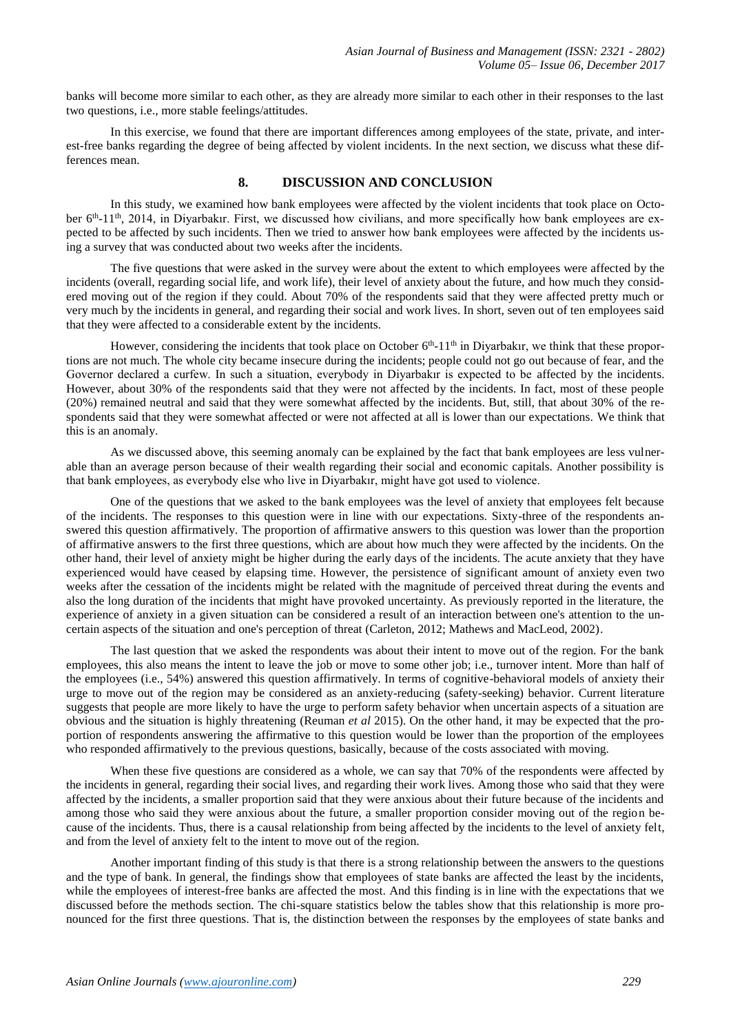banks will become more similar to each other, as they are already more similar to each other in their responses to the last two questions, i.e., more stable feelings/attitudes.

In this exercise, we found that there are important differences among employees of the state, private, and interest-free banks regarding the degree of being affected by violent incidents. In the next section, we discuss what these differences mean.

## 8. DISCUSSION AND CONCLUSION

In this study, we examined how bank employees were affected by the violent incidents that took place on October 6[th]-11[th], 2014, in Diyarbakır. First, we discussed how civilians, and more specifically how bank employees are expected to be affected by such incidents. Then we tried to answer how bank employees were affected by the incidents using a survey that was conducted about two weeks after the incidents.

The five questions that were asked in the survey were about the extent to which employees were affected by the incidents (overall, regarding social life, and work life), their level of anxiety about the future, and how much they considered moving out of the region if they could. About 70% of the respondents said that they were affected pretty much or very much by the incidents in general, and regarding their social and work lives. In short, seven out of ten employees said that they were affected to a considerable extent by the incidents.

However, considering the incidents that took place on October 6[th]-11[th] in Diyarbakır, we think that these proportions are not much. The whole city became insecure during the incidents; people could not go out because of fear, and the Governor declared a curfew. In such a situation, everybody in Diyarbakır is expected to be affected by the incidents. However, about 30% of the respondents said that they were not affected by the incidents. In fact, most of these people (20%) remained neutral and said that they were somewhat affected by the incidents. But, still, that about 30% of the respondents said that they were somewhat affected or were not affected at all is lower than our expectations. We think that this is an anomaly.

As we discussed above, this seeming anomaly can be explained by the fact that bank employees are less vulnerable than an average person because of their wealth regarding their social and economic capitals. Another possibility is that bank employees, as everybody else who live in Diyarbakır, might have got used to violence.

One of the questions that we asked to the bank employees was the level of anxiety that employees felt because of the incidents. The responses to this question were in line with our expectations. Sixty-three of the respondents answered this question affirmatively. The proportion of affirmative answers to this question was lower than the proportion of affirmative answers to the first three questions, which are about how much they were affected by the incidents. On the other hand, their level of anxiety might be higher during the early days of the incidents. The acute anxiety that they have experienced would have ceased by elapsing time. However, the persistence of significant amount of anxiety even two weeks after the cessation of the incidents might be related with the magnitude of perceived threat during the events and also the long duration of the incidents that might have provoked uncertainty. As previously reported in the literature, the experience of anxiety in a given situation can be considered a result of an interaction between one's attention to the uncertain aspects of the situation and one's perception of threat (Carleton, 2012; Mathews and MacLeod, 2002).

The last question that we asked the respondents was about their intent to move out of the region. For the bank employees, this also means the intent to leave the job or move to some other job; i.e., turnover intent. More than half of the employees (i.e., 54%) answered this question affirmatively. In terms of cognitive-behavioral models of anxiety their urge to move out of the region may be considered as an anxiety-reducing (safety-seeking) behavior. Current literature suggests that people are more likely to have the urge to perform safety behavior when uncertain aspects of a situation are obvious and the situation is highly threatening (Reuman *et al* 2015). On the other hand, it may be expected that the proportion of respondents answering the affirmative to this question would be lower than the proportion of the employees who responded affirmatively to the previous questions, basically, because of the costs associated with moving.

When these five questions are considered as a whole, we can say that 70% of the respondents were affected by the incidents in general, regarding their social lives, and regarding their work lives. Among those who said that they were affected by the incidents, a smaller proportion said that they were anxious about their future because of the incidents and among those who said they were anxious about the future, a smaller proportion consider moving out of the region because of the incidents. Thus, there is a causal relationship from being affected by the incidents to the level of anxiety felt, and from the level of anxiety felt to the intent to move out of the region.

Another important finding of this study is that there is a strong relationship between the answers to the questions and the type of bank. In general, the findings show that employees of state banks are affected the least by the incidents, while the employees of interest-free banks are affected the most. And this finding is in line with the expectations that we discussed before the methods section. The chi-square statistics below the tables show that this relationship is more pronounced for the first three questions. That is, the distinction between the responses by the employees of state banks and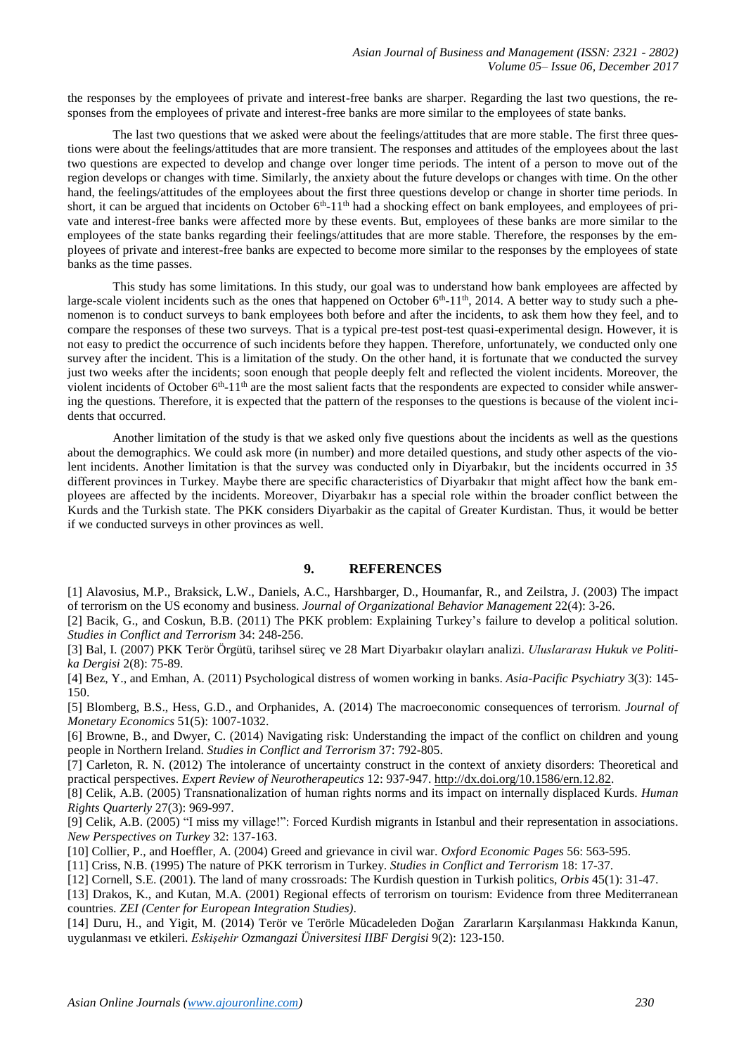the responses by the employees of private and interest-free banks are sharper. Regarding the last two questions, the responses from the employees of private and interest-free banks are more similar to the employees of state banks.

The last two questions that we asked were about the feelings/attitudes that are more stable. The first three questions were about the feelings/attitudes that are more transient. The responses and attitudes of the employees about the last two questions are expected to develop and change over longer time periods. The intent of a person to move out of the region develops or changes with time. Similarly, the anxiety about the future develops or changes with time. On the other hand, the feelings/attitudes of the employees about the first three questions develop or change in shorter time periods. In short, it can be argued that incidents on October 6th-11th had a shocking effect on bank employees, and employees of private and interest-free banks were affected more by these events. But, employees of these banks are more similar to the employees of the state banks regarding their feelings/attitudes that are more stable. Therefore, the responses by the employees of private and interest-free banks are expected to become more similar to the responses by the employees of state banks as the time passes.

This study has some limitations. In this study, our goal was to understand how bank employees are affected by large-scale violent incidents such as the ones that happened on October 6th-11th, 2014. A better way to study such a phenomenon is to conduct surveys to bank employees both before and after the incidents, to ask them how they feel, and to compare the responses of these two surveys. That is a typical pre-test post-test quasi-experimental design. However, it is not easy to predict the occurrence of such incidents before they happen. Therefore, unfortunately, we conducted only one survey after the incident. This is a limitation of the study. On the other hand, it is fortunate that we conducted the survey just two weeks after the incidents; soon enough that people deeply felt and reflected the violent incidents. Moreover, the violent incidents of October 6th-11th are the most salient facts that the respondents are expected to consider while answering the questions. Therefore, it is expected that the pattern of the responses to the questions is because of the violent incidents that occurred.

Another limitation of the study is that we asked only five questions about the incidents as well as the questions about the demographics. We could ask more (in number) and more detailed questions, and study other aspects of the violent incidents. Another limitation is that the survey was conducted only in Diyarbakır, but the incidents occurred in 35 different provinces in Turkey. Maybe there are specific characteristics of Diyarbakır that might affect how the bank employees are affected by the incidents. Moreover, Diyarbakır has a special role within the broader conflict between the Kurds and the Turkish state. The PKK considers Diyarbakir as the capital of Greater Kurdistan. Thus, it would be better if we conducted surveys in other provinces as well.

## 9. REFERENCES

[1] Alavosius, M.P., Braksick, L.W., Daniels, A.C., Harshbarger, D., Houmanfar, R., and Zeilstra, J. (2003) The impact of terrorism on the US economy and business. *Journal of Organizational Behavior Management* 22(4): 3-26.

[2] Bacik, G., and Coskun, B.B. (2011) The PKK problem: Explaining Turkey's failure to develop a political solution. *Studies in Conflict and Terrorism* 34: 248-256.

[3] Bal, I. (2007) PKK Terör Örgütü, tarihsel süreç ve 28 Mart Diyarbakır olayları analizi. *Uluslararası Hukuk ve Politika Dergisi* 2(8): 75-89.

[4] Bez, Y., and Emhan, A. (2011) Psychological distress of women working in banks. *Asia-Pacific Psychiatry* 3(3): 145-150.

[5] Blomberg, B.S., Hess, G.D., and Orphanides, A. (2014) The macroeconomic consequences of terrorism. *Journal of Monetary Economics* 51(5): 1007-1032.

[6] Browne, B., and Dwyer, C. (2014) Navigating risk: Understanding the impact of the conflict on children and young people in Northern Ireland. *Studies in Conflict and Terrorism* 37: 792-805.

[7] Carleton, R. N. (2012) The intolerance of uncertainty construct in the context of anxiety disorders: Theoretical and practical perspectives. *Expert Review of Neurotherapeutics* 12: 937-947. http://dx.doi.org/10.1586/ern.12.82.

[8] Celik, A.B. (2005) Transnationalization of human rights norms and its impact on internally displaced Kurds. *Human Rights Quarterly* 27(3): 969-997.

[9] Celik, A.B. (2005) "I miss my village!": Forced Kurdish migrants in Istanbul and their representation in associations. *New Perspectives on Turkey* 32: 137-163.

[10] Collier, P., and Hoeffler, A. (2004) Greed and grievance in civil war. *Oxford Economic Pages* 56: 563-595.

[11] Criss, N.B. (1995) The nature of PKK terrorism in Turkey. *Studies in Conflict and Terrorism* 18: 17-37.

[12] Cornell, S.E. (2001). The land of many crossroads: The Kurdish question in Turkish politics, *Orbis* 45(1): 31-47.

[13] Drakos, K., and Kutan, M.A. (2001) Regional effects of terrorism on tourism: Evidence from three Mediterranean countries. *ZEI (Center for European Integration Studies)*.

[14] Duru, H., and Yigit, M. (2014) Terör ve Terörle Mücadeleden Doğan Zararların Karşılanması Hakkında Kanun, uygulanması ve etkileri. *Eskişehir Ozmangazi Üniversitesi IIBF Dergisi* 9(2): 123-150.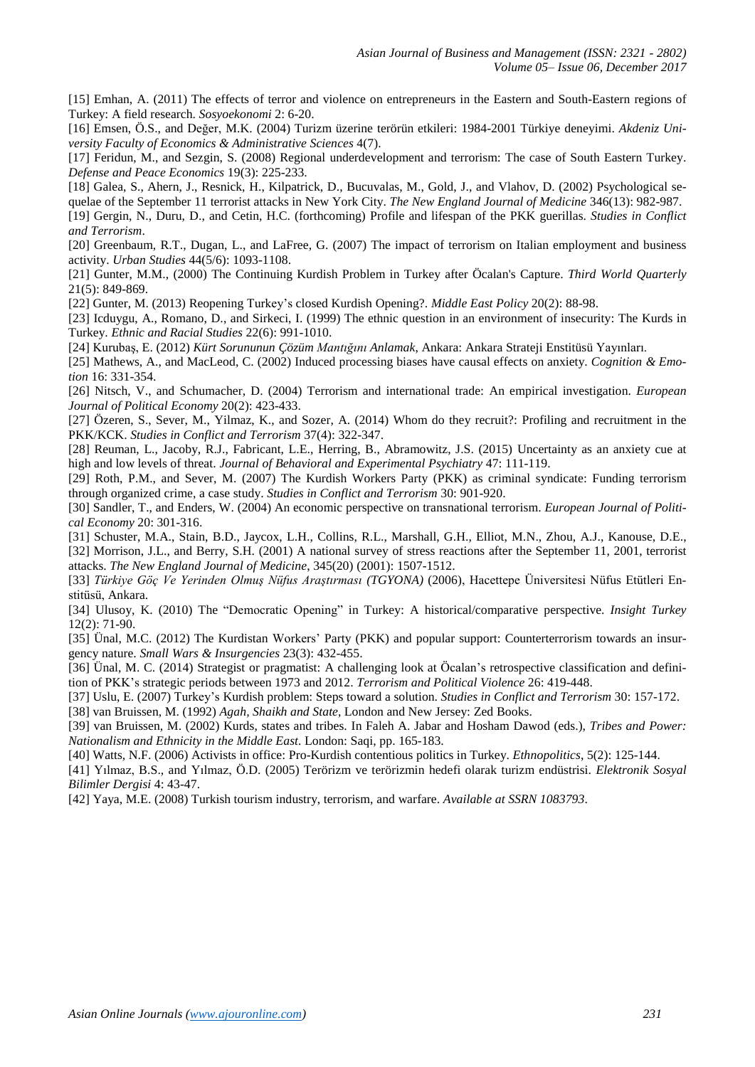[15] Emhan, A. (2011) The effects of terror and violence on entrepreneurs in the Eastern and South-Eastern regions of Turkey: A field research. *Sosyoekonomi* 2: 6-20.

[16] Emsen, Ö.S., and Değer, M.K. (2004) Turizm üzerine terörün etkileri: 1984-2001 Türkiye deneyimi. *Akdeniz University Faculty of Economics & Administrative Sciences* 4(7).

[17] Feridun, M., and Sezgin, S. (2008) Regional underdevelopment and terrorism: The case of South Eastern Turkey. *Defense and Peace Economics* 19(3): 225-233.

[18] Galea, S., Ahern, J., Resnick, H., Kilpatrick, D., Bucuvalas, M., Gold, J., and Vlahov, D. (2002) Psychological sequelae of the September 11 terrorist attacks in New York City. *The New England Journal of Medicine* 346(13): 982-987.

[19] Gergin, N., Duru, D., and Cetin, H.C. (forthcoming) Profile and lifespan of the PKK guerillas. *Studies in Conflict and Terrorism*.

[20] Greenbaum, R.T., Dugan, L., and LaFree, G. (2007) The impact of terrorism on Italian employment and business activity. *Urban Studies* 44(5/6): 1093-1108.

[21] Gunter, M.M., (2000) The Continuing Kurdish Problem in Turkey after Öcalan's Capture. *Third World Quarterly* 21(5): 849-869.

[22] Gunter, M. (2013) Reopening Turkey's closed Kurdish Opening?. *Middle East Policy* 20(2): 88-98.

[23] Icduygu, A., Romano, D., and Sirkeci, I. (1999) The ethnic question in an environment of insecurity: The Kurds in Turkey. *Ethnic and Racial Studies* 22(6): 991-1010.

[24] Kurubaş, E. (2012) *Kürt Sorununun Çözüm Mantığını Anlamak*, Ankara: Ankara Strateji Enstitüsü Yayınları.

[25] Mathews, A., and MacLeod, C. (2002) Induced processing biases have causal effects on anxiety. *Cognition & Emotion* 16: 331-354.

[26] Nitsch, V., and Schumacher, D. (2004) Terrorism and international trade: An empirical investigation. *European Journal of Political Economy* 20(2): 423-433.

[27] Özeren, S., Sever, M., Yilmaz, K., and Sozer, A. (2014) Whom do they recruit?: Profiling and recruitment in the PKK/KCK. *Studies in Conflict and Terrorism* 37(4): 322-347.

[28] Reuman, L., Jacoby, R.J., Fabricant, L.E., Herring, B., Abramowitz, J.S. (2015) Uncertainty as an anxiety cue at high and low levels of threat. *Journal of Behavioral and Experimental Psychiatry* 47: 111-119.

[29] Roth, P.M., and Sever, M. (2007) The Kurdish Workers Party (PKK) as criminal syndicate: Funding terrorism through organized crime, a case study. *Studies in Conflict and Terrorism* 30: 901-920.

[30] Sandler, T., and Enders, W. (2004) An economic perspective on transnational terrorism. *European Journal of Political Economy* 20: 301-316.

[31] Schuster, M.A., Stain, B.D., Jaycox, L.H., Collins, R.L., Marshall, G.H., Elliot, M.N., Zhou, A.J., Kanouse, D.E.,

[32] Morrison, J.L., and Berry, S.H. (2001) A national survey of stress reactions after the September 11, 2001, terrorist attacks. *The New England Journal of Medicine*, 345(20) (2001): 1507-1512.

[33] *Türkiye Göç Ve Yerinden Olmuş Nüfus Araştırması (TGYONA)* (2006), Hacettepe Üniversitesi Nüfus Etütleri Enstitüsü, Ankara.

[34] Ulusoy, K. (2010) The "Democratic Opening" in Turkey: A historical/comparative perspective. *Insight Turkey* 12(2): 71-90.

[35] Ünal, M.C. (2012) The Kurdistan Workers' Party (PKK) and popular support: Counterterrorism towards an insurgency nature. *Small Wars & Insurgencies* 23(3): 432-455.

[36] Ünal, M. C. (2014) Strategist or pragmatist: A challenging look at Öcalan's retrospective classification and definition of PKK's strategic periods between 1973 and 2012. *Terrorism and Political Violence* 26: 419-448.

[37] Uslu, E. (2007) Turkey's Kurdish problem: Steps toward a solution. *Studies in Conflict and Terrorism* 30: 157-172.

[38] van Bruissen, M. (1992) *Agah, Shaikh and State*, London and New Jersey: Zed Books.

[39] van Bruissen, M. (2002) Kurds, states and tribes. In Faleh A. Jabar and Hosham Dawod (eds.), *Tribes and Power: Nationalism and Ethnicity in the Middle East*. London: Saqi, pp. 165-183.

[40] Watts, N.F. (2006) Activists in office: Pro-Kurdish contentious politics in Turkey. *Ethnopolitics*, 5(2): 125-144.

[41] Yılmaz, B.S., and Yılmaz, Ö.D. (2005) Terörizm ve terörizmin hedefi olarak turizm endüstrisi. *Elektronik Sosyal Bilimler Dergisi* 4: 43-47.

[42] Yaya, M.E. (2008) Turkish tourism industry, terrorism, and warfare. *Available at SSRN 1083793*.